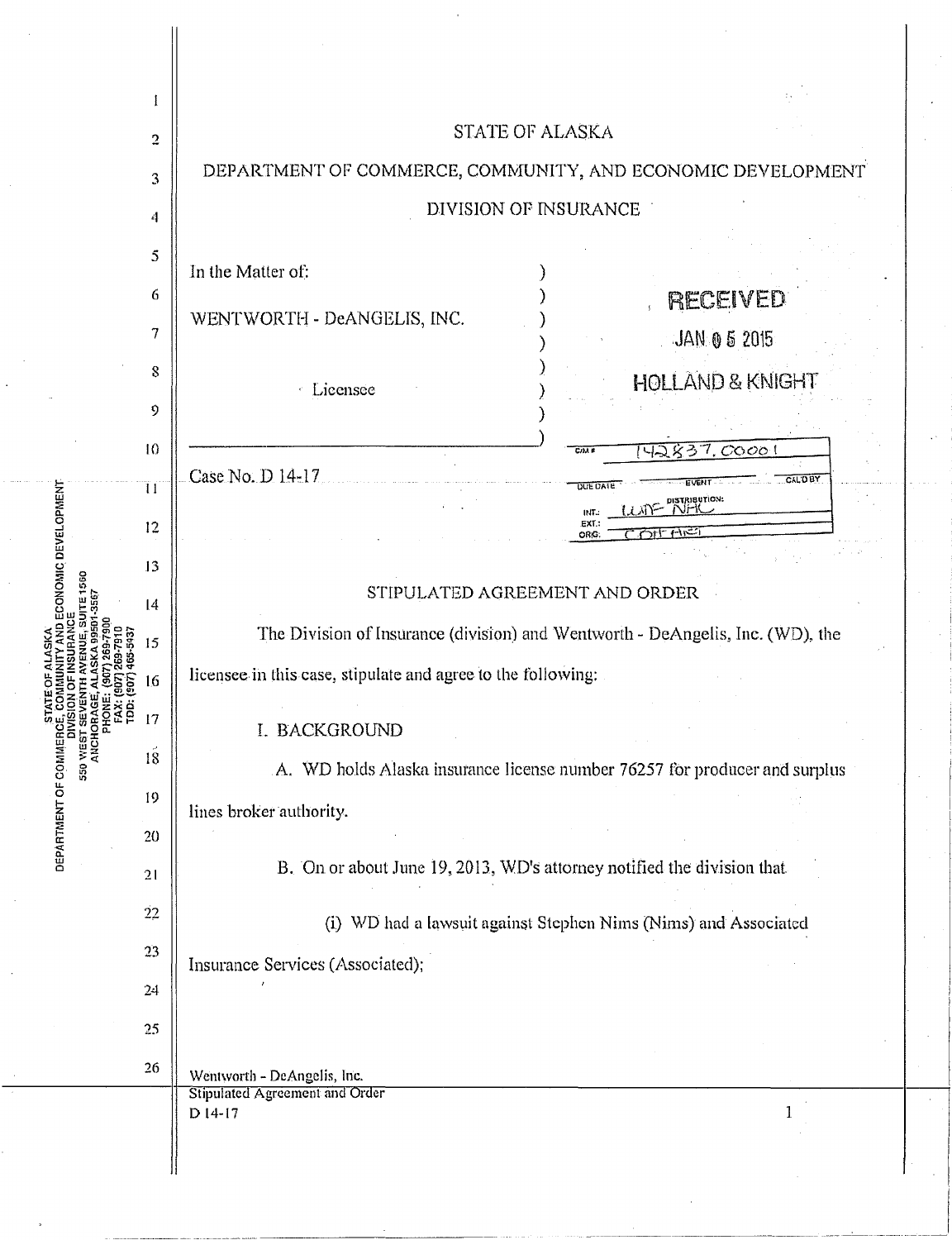# STATE OF ALASKA

# DEPARTMENT OF COMMERCE, COMMUNITY, AND ECONOMIC DEVELOPMENT

# DIVISION OF INSURANCE

In the Matter of:

WENTWORTH - DeANGELIS, INC.

Licensee

Case No. D 14-17

RECEIVED
JAN 05 2015
HOLLAND & KNIGHT

## STIPULATED AGREEMENT AND ORDER

The Division of Insurance (division) and Wentworth - DeAngelis, Inc. (WD), the licensee in this case, stipulate and agree to the following:

### I. BACKGROUND

A. WD holds Alaska insurance license number 76257 for producer and surplus lines broker authority.

B. On or about June 19, 2013, WD's attorney notified the division that

(i) WD had a lawsuit against Stephen Nims (Nims) and Associated Insurance Services (Associated);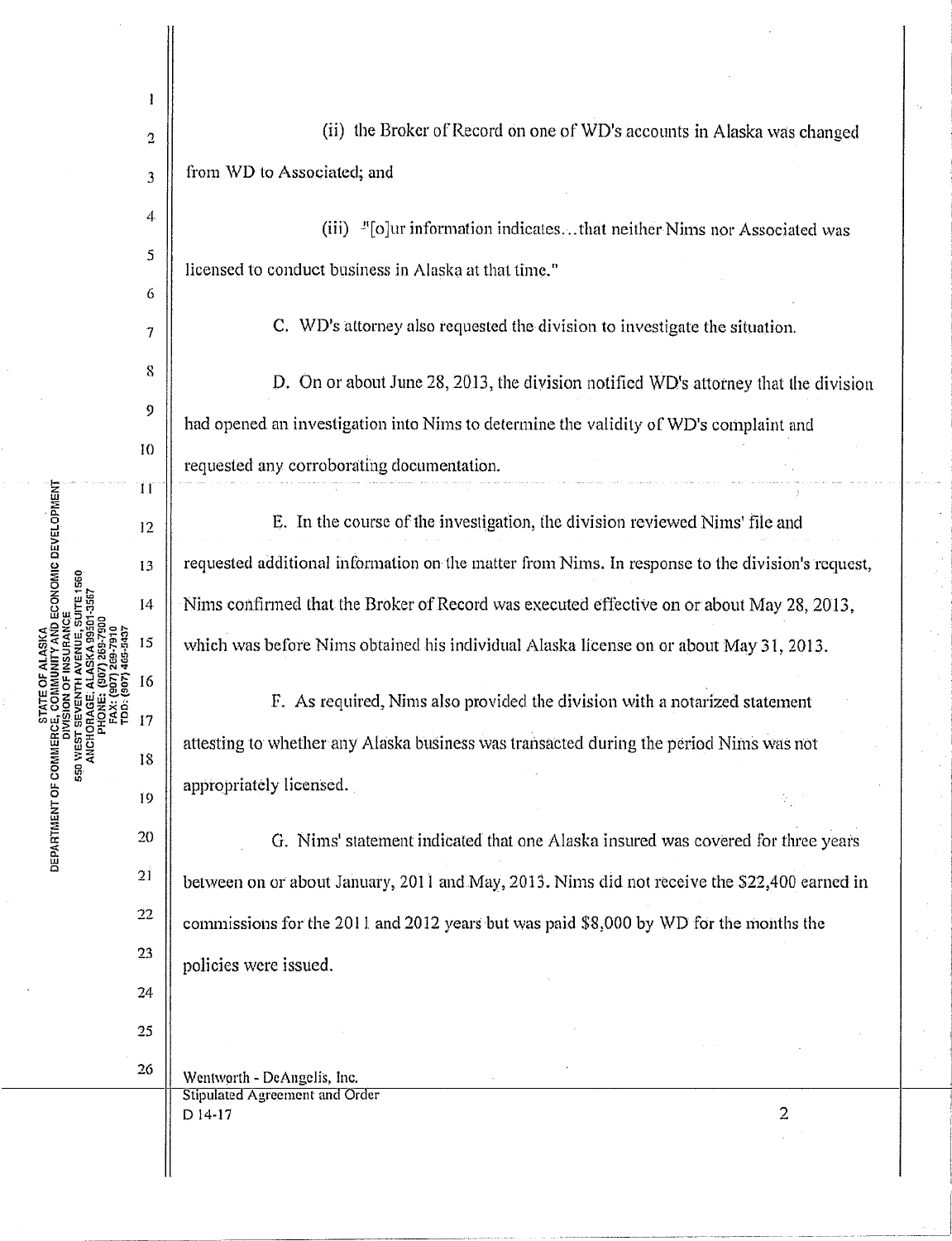(ii) the Broker of Record on one of WD's accounts in Alaska was changed from WD to Associated; and

(iii) "[o]ur information indicates...that neither Nims nor Associated was licensed to conduct business in Alaska at that time."

C. WD's attorney also requested the division to investigate the situation.

D. On or about June 28, 2013, the division notified WD's attorney that the division had opened an investigation into Nims to determine the validity of WD's complaint and requested any corroborating documentation.

E. In the course of the investigation, the division reviewed Nims' file and requested additional information on the matter from Nims. In response to the division's request, Nims confirmed that the Broker of Record was executed effective on or about May 28, 2013, which was before Nims obtained his individual Alaska license on or about May 31, 2013.

F. As required, Nims also provided the division with a notarized statement attesting to whether any Alaska business was transacted during the period Nims was not appropriately licensed.

G. Nims' statement indicated that one Alaska insured was covered for three years between on or about January, 2011 and May, 2013. Nims did not receive the $22,400 earned in commissions for the 2011 and 2012 years but was paid $8,000 by WD for the months the policies were issued.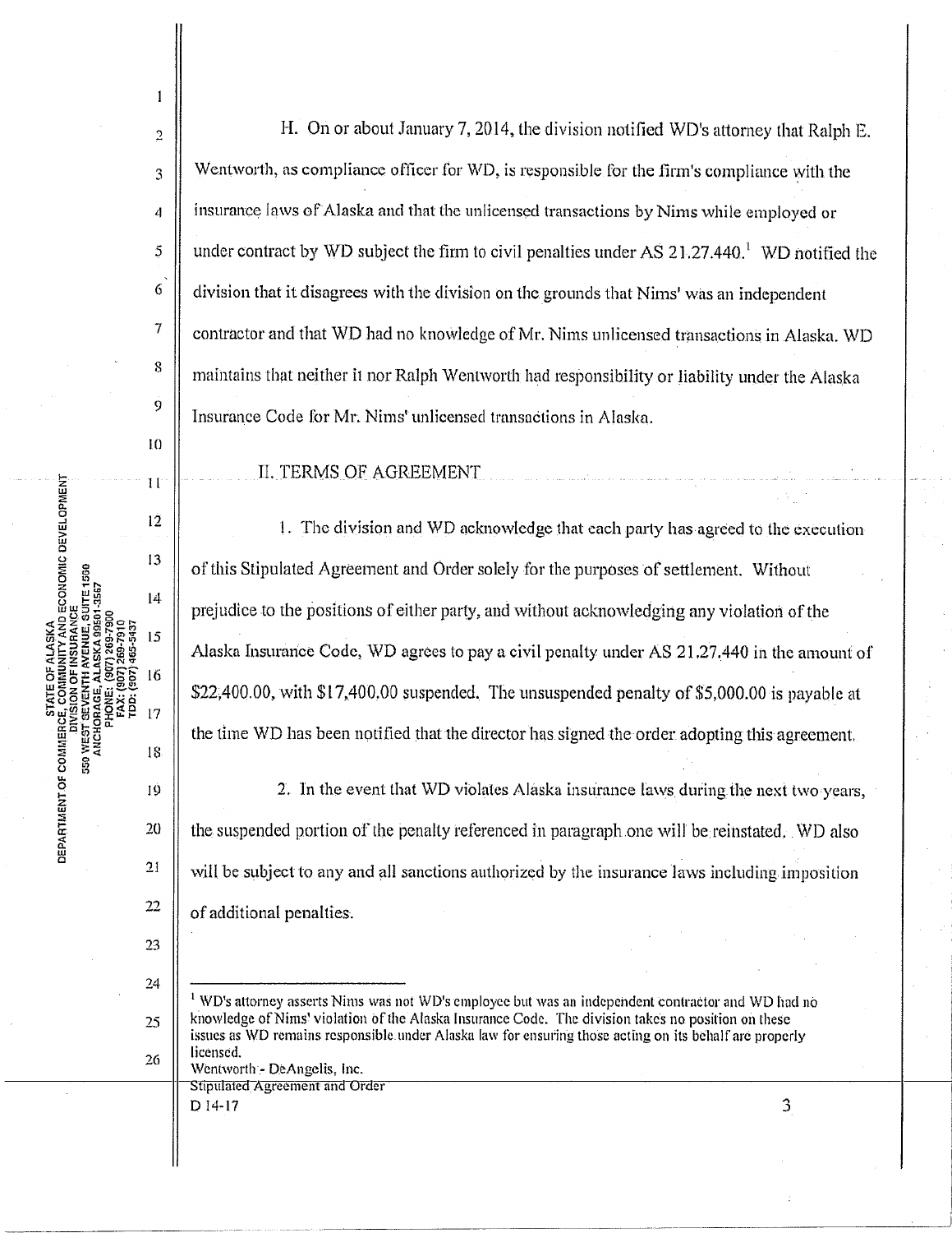H. On or about January 7, 2014, the division notified WD's attorney that Ralph E. Wentworth, as compliance officer for WD, is responsible for the firm's compliance with the insurance laws of Alaska and that the unlicensed transactions by Nims while employed or under contract by WD subject the firm to civil penalties under AS 21.27.440.[1] WD notified the division that it disagrees with the division on the grounds that Nims' was an independent contractor and that WD had no knowledge of Mr. Nims unlicensed transactions in Alaska. WD maintains that neither it nor Ralph Wentworth had responsibility or liability under the Alaska Insurance Code for Mr. Nims' unlicensed transactions in Alaska.

## II. TERMS OF AGREEMENT

1. The division and WD acknowledge that each party has agreed to the execution of this Stipulated Agreement and Order solely for the purposes of settlement. Without prejudice to the positions of either party, and without acknowledging any violation of the Alaska Insurance Code, WD agrees to pay a civil penalty under AS 21.27.440 in the amount of $22,400.00, with $17,400.00 suspended. The unsuspended penalty of $5,000.00 is payable at the time WD has been notified that the director has signed the order adopting this agreement.

2. In the event that WD violates Alaska insurance laws during the next two years, the suspended portion of the penalty referenced in paragraph one will be reinstated. WD also will be subject to any and all sanctions authorized by the insurance laws including imposition of additional penalties.

---

[1] WD's attorney asserts Nims was not WD's employee but was an independent contractor and WD had no knowledge of Nims' violation of the Alaska Insurance Code. The division takes no position on these issues as WD remains responsible under Alaska law for ensuring those acting on its behalf are properly licensed.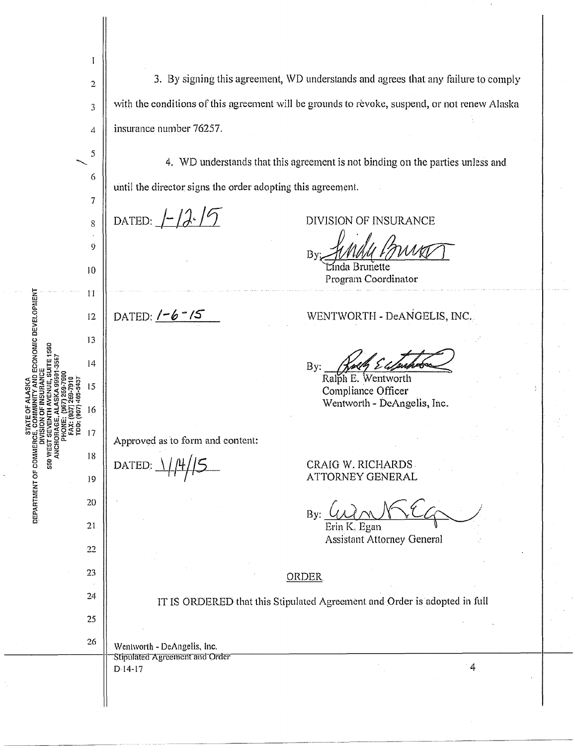3. By signing this agreement, WD understands and agrees that any failure to comply with the conditions of this agreement will be grounds to revoke, suspend, or not renew Alaska insurance number 76257.

4. WD understands that this agreement is not binding on the parties unless and until the director signs the order adopting this agreement.

DATED: 1-12-15

DIVISION OF INSURANCE

By: Linda Brunette
Linda Brunette
Program Coordinator

DATED: 1-6-15

WENTWORTH - DeANGELIS, INC.

By: Ralph E. Wentworth
Ralph E. Wentworth
Compliance Officer
Wentworth - DeAngelis, Inc.

Approved as to form and content:

DATED: 1/14/15

CRAIG W. RICHARDS
ATTORNEY GENERAL

By: Erin K. Egan
Erin K. Egan
Assistant Attorney General

ORDER

IT IS ORDERED that this Stipulated Agreement and Order is adopted in full

Wentworth - DeAngelis, Inc.
Stipulated Agreement and Order
D 14-17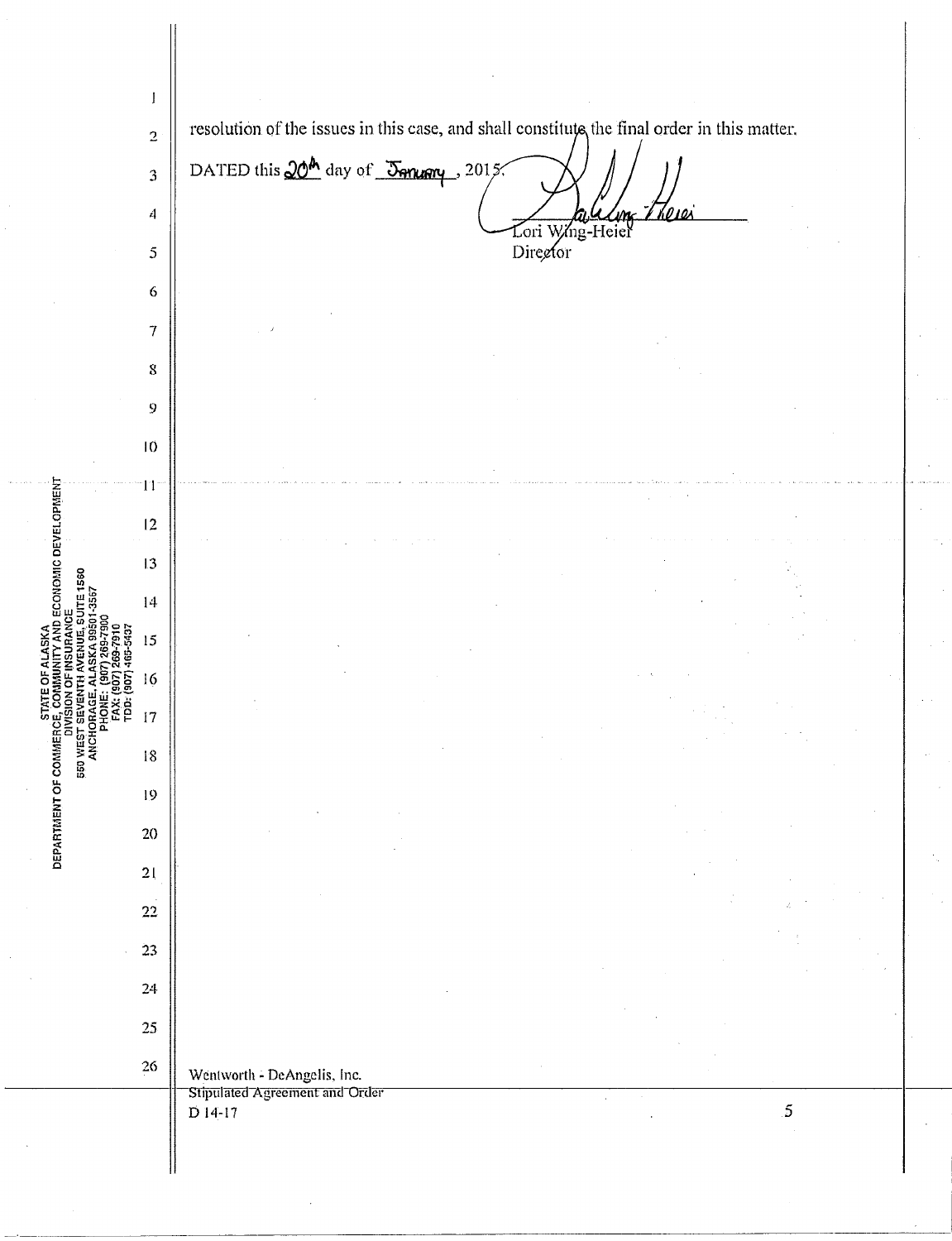resolution of the issues in this case, and shall constitute the final order in this matter.

DATED this 20th day of January, 2015.

Lori Wing-Heier
Director